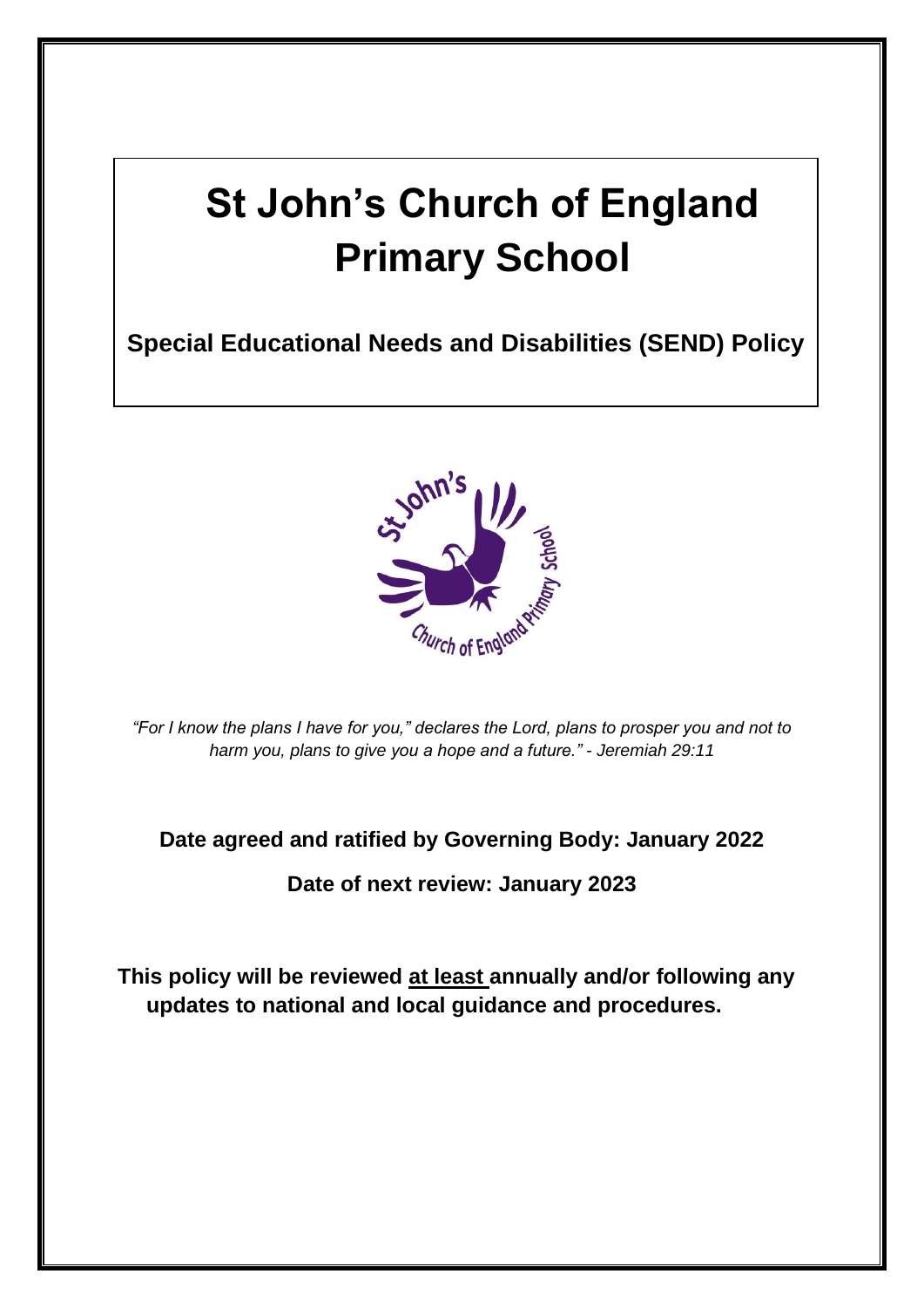# St John's Church of England Primary School

## Special Educational Needs and Disabilities (SEND) Policy

*"For I know the plans I have for you," declares the Lord, plans to prosper you and not to harm you, plans to give you a hope and a future." - Jeremiah 29:11*

**Date agreed and ratified by Governing Body: January 2022**

**Date of next review: January 2023**

**This policy will be reviewed at least annually and/or following any updates to national and local guidance and procedures.**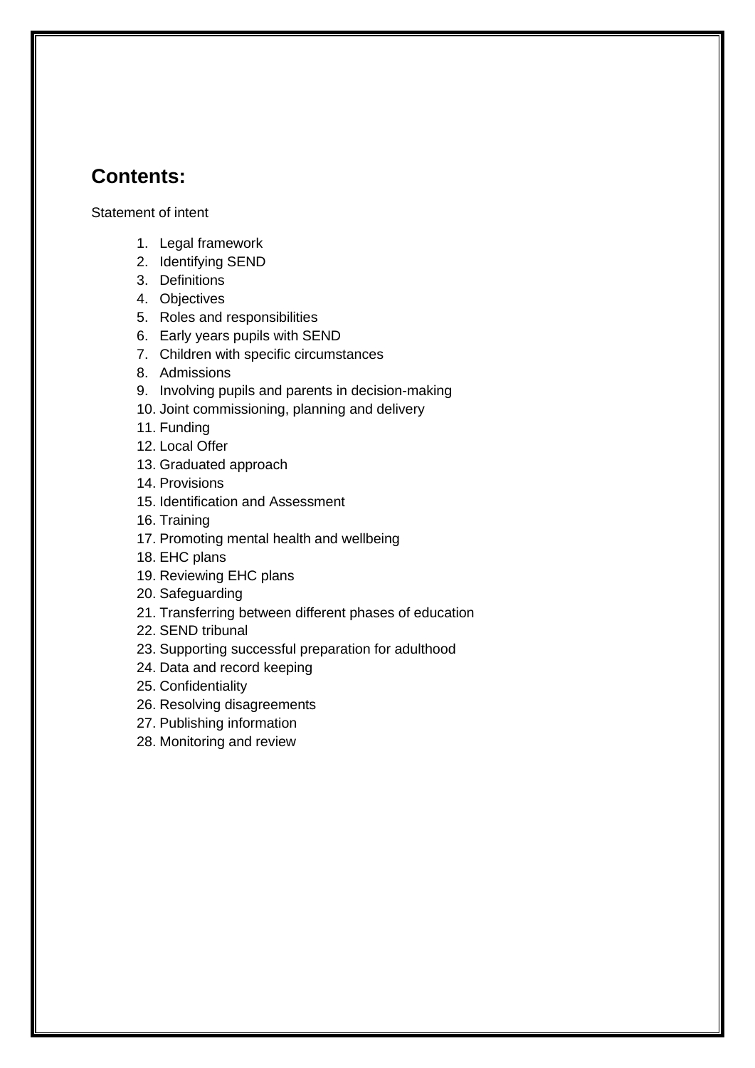## Contents:

Statement of intent

1. Legal framework
2. Identifying SEND
3. Definitions
4. Objectives
5. Roles and responsibilities
6. Early years pupils with SEND
7. Children with specific circumstances
8. Admissions
9. Involving pupils and parents in decision-making
10. Joint commissioning, planning and delivery
11. Funding
12. Local Offer
13. Graduated approach
14. Provisions
15. Identification and Assessment
16. Training
17. Promoting mental health and wellbeing
18. EHC plans
19. Reviewing EHC plans
20. Safeguarding
21. Transferring between different phases of education
22. SEND tribunal
23. Supporting successful preparation for adulthood
24. Data and record keeping
25. Confidentiality
26. Resolving disagreements
27. Publishing information
28. Monitoring and review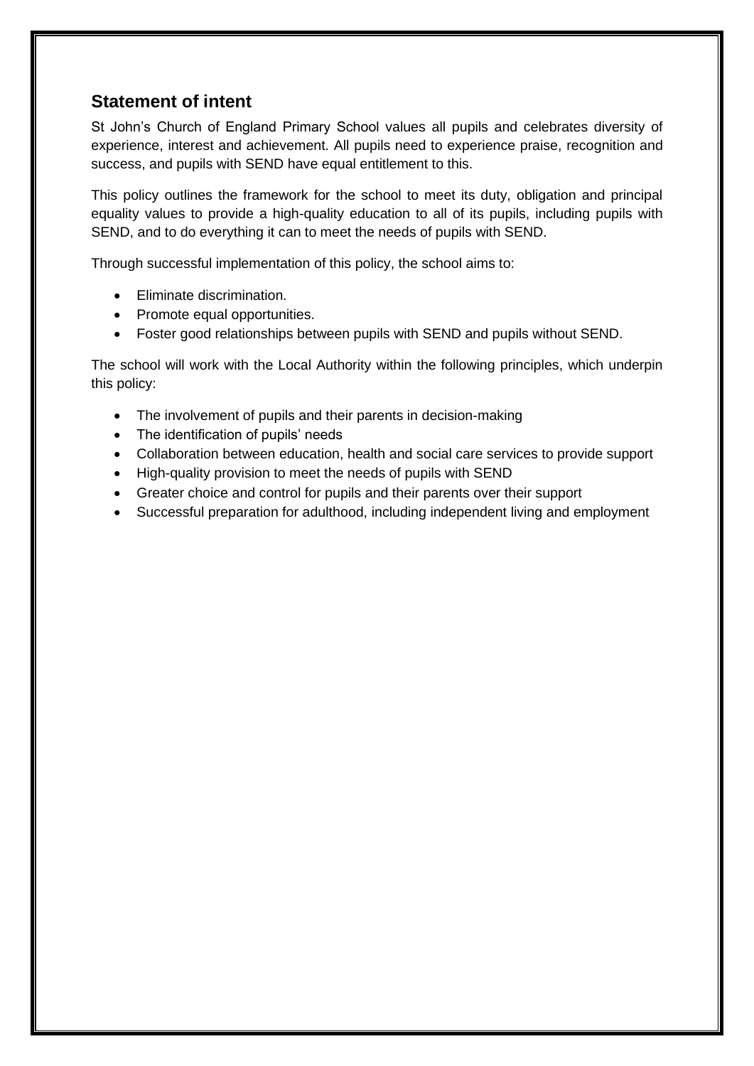## Statement of intent

St John's Church of England Primary School values all pupils and celebrates diversity of experience, interest and achievement. All pupils need to experience praise, recognition and success, and pupils with SEND have equal entitlement to this.

This policy outlines the framework for the school to meet its duty, obligation and principal equality values to provide a high-quality education to all of its pupils, including pupils with SEND, and to do everything it can to meet the needs of pupils with SEND.

Through successful implementation of this policy, the school aims to:

- Eliminate discrimination.
- Promote equal opportunities.
- Foster good relationships between pupils with SEND and pupils without SEND.

The school will work with the Local Authority within the following principles, which underpin this policy:

- The involvement of pupils and their parents in decision-making
- The identification of pupils' needs
- Collaboration between education, health and social care services to provide support
- High-quality provision to meet the needs of pupils with SEND
- Greater choice and control for pupils and their parents over their support
- Successful preparation for adulthood, including independent living and employment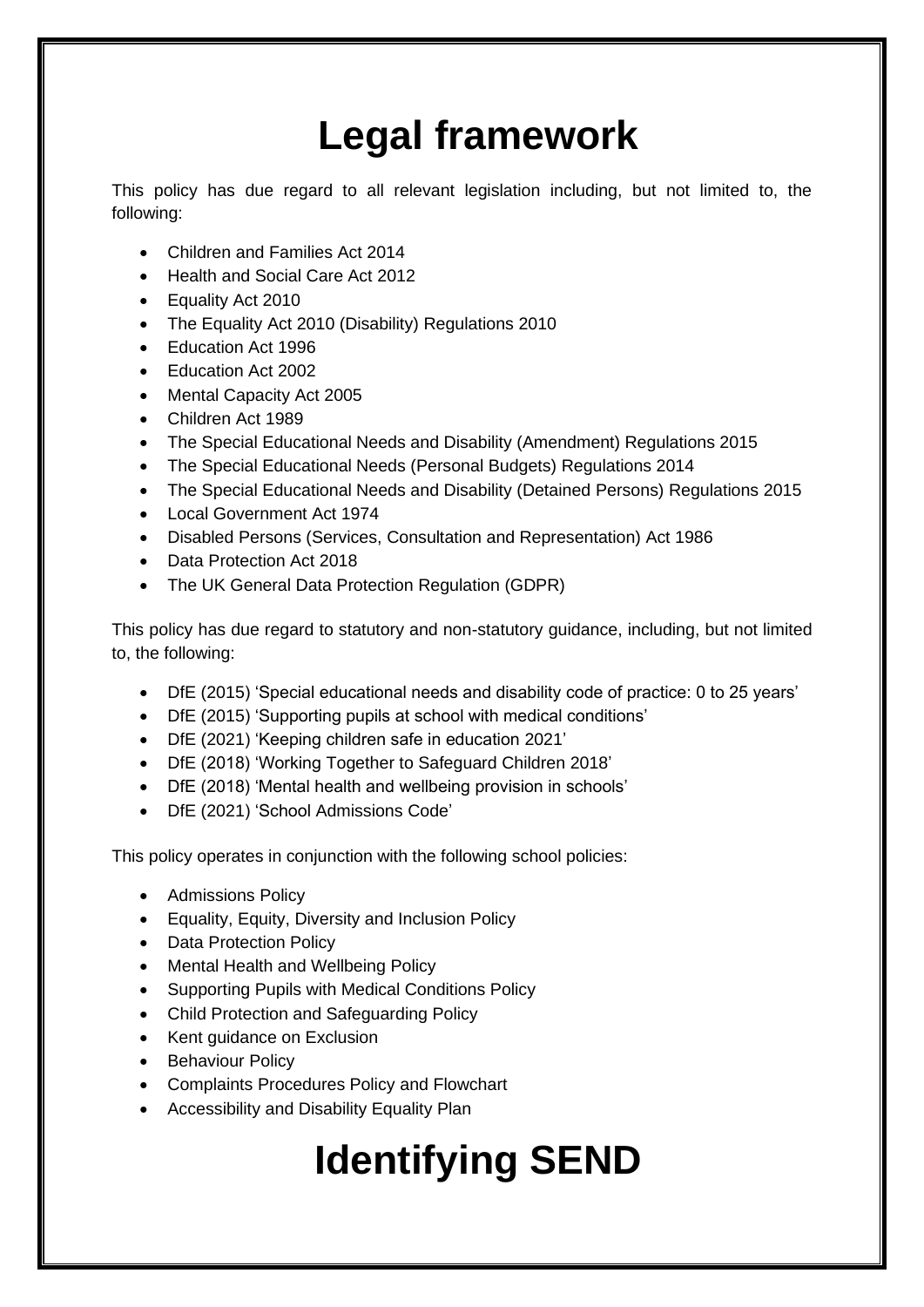# Legal framework

This policy has due regard to all relevant legislation including, but not limited to, the following:

- Children and Families Act 2014
- Health and Social Care Act 2012
- Equality Act 2010
- The Equality Act 2010 (Disability) Regulations 2010
- Education Act 1996
- Education Act 2002
- Mental Capacity Act 2005
- Children Act 1989
- The Special Educational Needs and Disability (Amendment) Regulations 2015
- The Special Educational Needs (Personal Budgets) Regulations 2014
- The Special Educational Needs and Disability (Detained Persons) Regulations 2015
- Local Government Act 1974
- Disabled Persons (Services, Consultation and Representation) Act 1986
- Data Protection Act 2018
- The UK General Data Protection Regulation (GDPR)

This policy has due regard to statutory and non-statutory guidance, including, but not limited to, the following:

- DfE (2015) 'Special educational needs and disability code of practice: 0 to 25 years'
- DfE (2015) 'Supporting pupils at school with medical conditions'
- DfE (2021) 'Keeping children safe in education 2021'
- DfE (2018) 'Working Together to Safeguard Children 2018'
- DfE (2018) 'Mental health and wellbeing provision in schools'
- DfE (2021) 'School Admissions Code'

This policy operates in conjunction with the following school policies:

- Admissions Policy
- Equality, Equity, Diversity and Inclusion Policy
- Data Protection Policy
- Mental Health and Wellbeing Policy
- Supporting Pupils with Medical Conditions Policy
- Child Protection and Safeguarding Policy
- Kent guidance on Exclusion
- Behaviour Policy
- Complaints Procedures Policy and Flowchart
- Accessibility and Disability Equality Plan

# Identifying SEND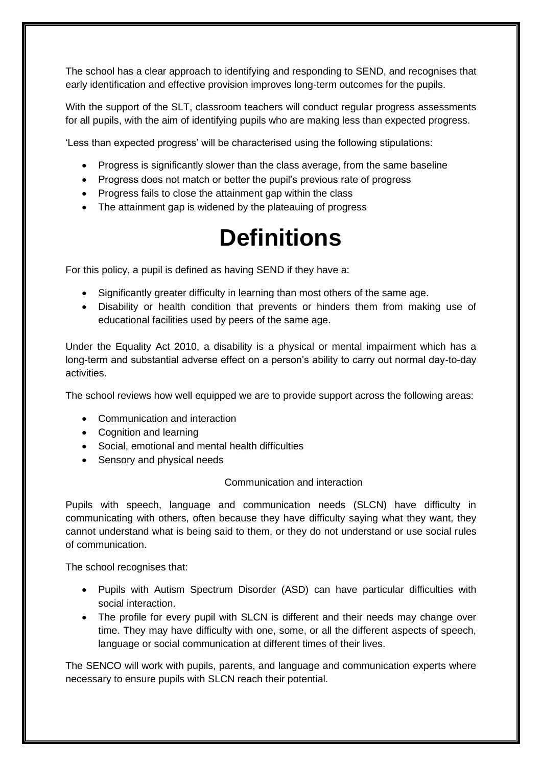The school has a clear approach to identifying and responding to SEND, and recognises that early identification and effective provision improves long-term outcomes for the pupils.

With the support of the SLT, classroom teachers will conduct regular progress assessments for all pupils, with the aim of identifying pupils who are making less than expected progress.

'Less than expected progress' will be characterised using the following stipulations:

- Progress is significantly slower than the class average, from the same baseline
- Progress does not match or better the pupil's previous rate of progress
- Progress fails to close the attainment gap within the class
- The attainment gap is widened by the plateauing of progress

# Definitions

For this policy, a pupil is defined as having SEND if they have a:

- Significantly greater difficulty in learning than most others of the same age.
- Disability or health condition that prevents or hinders them from making use of educational facilities used by peers of the same age.

Under the Equality Act 2010, a disability is a physical or mental impairment which has a long-term and substantial adverse effect on a person's ability to carry out normal day-to-day activities.

The school reviews how well equipped we are to provide support across the following areas:

- Communication and interaction
- Cognition and learning
- Social, emotional and mental health difficulties
- Sensory and physical needs

### Communication and interaction

Pupils with speech, language and communication needs (SLCN) have difficulty in communicating with others, often because they have difficulty saying what they want, they cannot understand what is being said to them, or they do not understand or use social rules of communication.

The school recognises that:

- Pupils with Autism Spectrum Disorder (ASD) can have particular difficulties with social interaction.
- The profile for every pupil with SLCN is different and their needs may change over time. They may have difficulty with one, some, or all the different aspects of speech, language or social communication at different times of their lives.

The SENCO will work with pupils, parents, and language and communication experts where necessary to ensure pupils with SLCN reach their potential.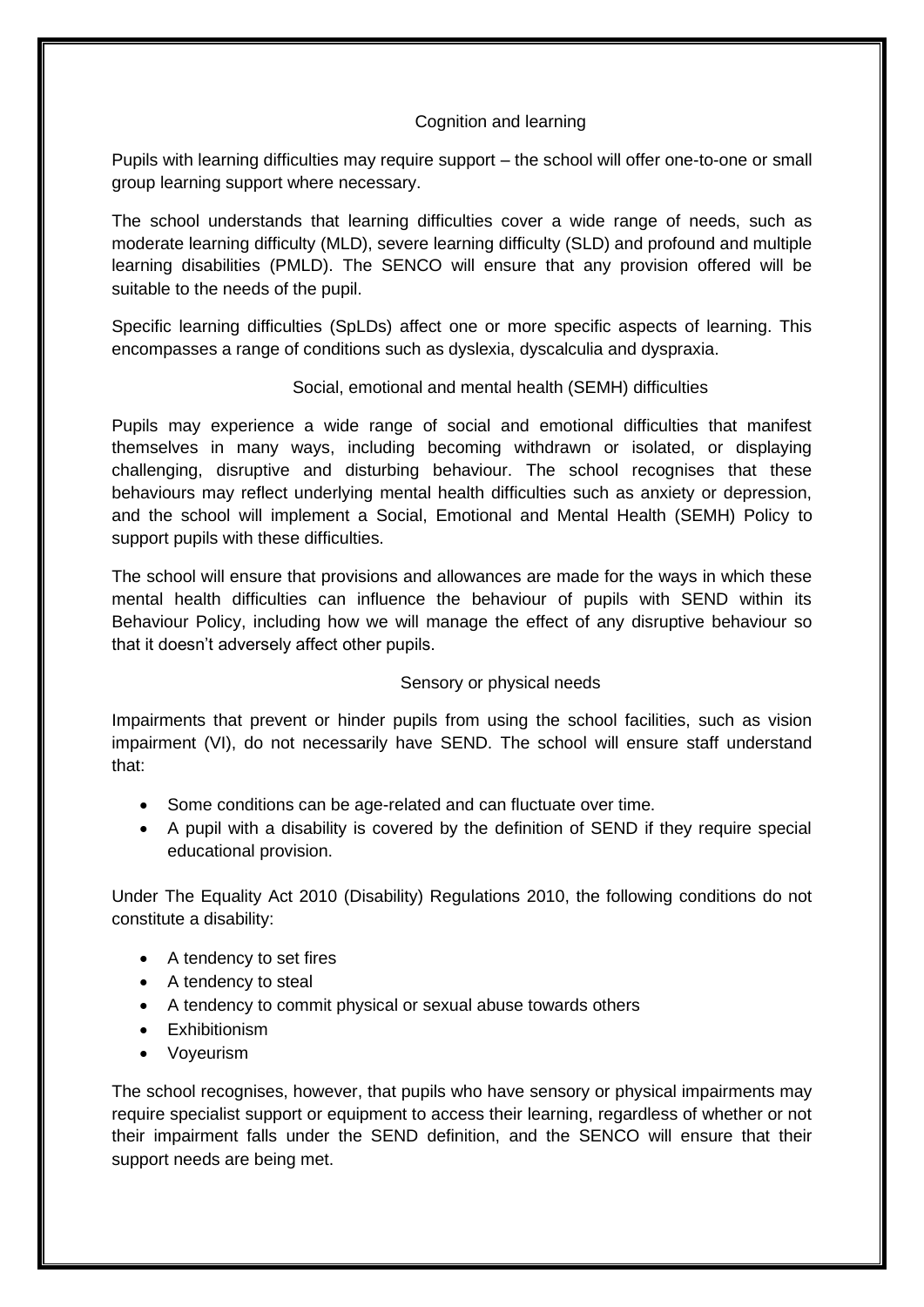### Cognition and learning

Pupils with learning difficulties may require support – the school will offer one-to-one or small group learning support where necessary.

The school understands that learning difficulties cover a wide range of needs, such as moderate learning difficulty (MLD), severe learning difficulty (SLD) and profound and multiple learning disabilities (PMLD). The SENCO will ensure that any provision offered will be suitable to the needs of the pupil.

Specific learning difficulties (SpLDs) affect one or more specific aspects of learning. This encompasses a range of conditions such as dyslexia, dyscalculia and dyspraxia.

### Social, emotional and mental health (SEMH) difficulties

Pupils may experience a wide range of social and emotional difficulties that manifest themselves in many ways, including becoming withdrawn or isolated, or displaying challenging, disruptive and disturbing behaviour. The school recognises that these behaviours may reflect underlying mental health difficulties such as anxiety or depression, and the school will implement a Social, Emotional and Mental Health (SEMH) Policy to support pupils with these difficulties.

The school will ensure that provisions and allowances are made for the ways in which these mental health difficulties can influence the behaviour of pupils with SEND within its Behaviour Policy, including how we will manage the effect of any disruptive behaviour so that it doesn't adversely affect other pupils.

### Sensory or physical needs

Impairments that prevent or hinder pupils from using the school facilities, such as vision impairment (VI), do not necessarily have SEND. The school will ensure staff understand that:

- Some conditions can be age-related and can fluctuate over time.
- A pupil with a disability is covered by the definition of SEND if they require special educational provision.

Under The Equality Act 2010 (Disability) Regulations 2010, the following conditions do not constitute a disability:

- A tendency to set fires
- A tendency to steal
- A tendency to commit physical or sexual abuse towards others
- Exhibitionism
- Voyeurism

The school recognises, however, that pupils who have sensory or physical impairments may require specialist support or equipment to access their learning, regardless of whether or not their impairment falls under the SEND definition, and the SENCO will ensure that their support needs are being met.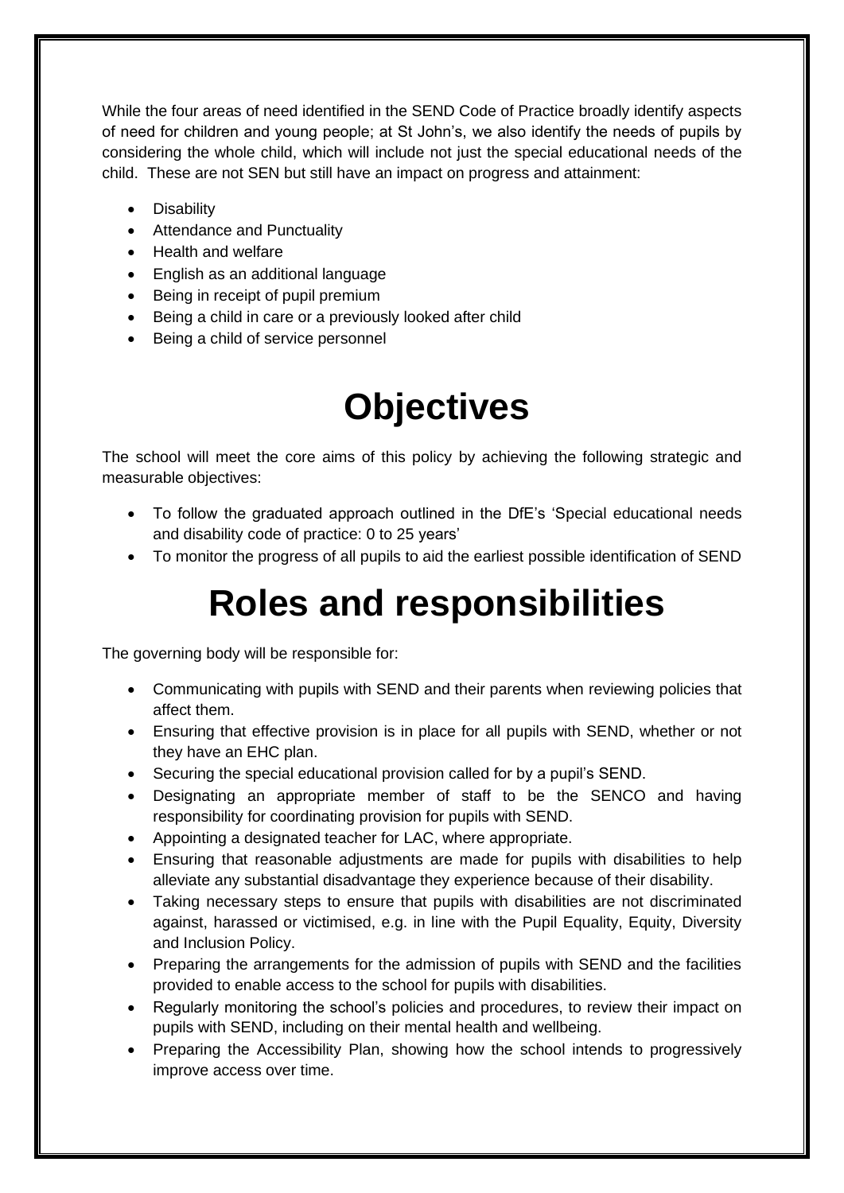While the four areas of need identified in the SEND Code of Practice broadly identify aspects of need for children and young people; at St John's, we also identify the needs of pupils by considering the whole child, which will include not just the special educational needs of the child. These are not SEN but still have an impact on progress and attainment:

- Disability
- Attendance and Punctuality
- Health and welfare
- English as an additional language
- Being in receipt of pupil premium
- Being a child in care or a previously looked after child
- Being a child of service personnel

# Objectives

The school will meet the core aims of this policy by achieving the following strategic and measurable objectives:

- To follow the graduated approach outlined in the DfE's 'Special educational needs and disability code of practice: 0 to 25 years'
- To monitor the progress of all pupils to aid the earliest possible identification of SEND

# Roles and responsibilities

The governing body will be responsible for:

- Communicating with pupils with SEND and their parents when reviewing policies that affect them.
- Ensuring that effective provision is in place for all pupils with SEND, whether or not they have an EHC plan.
- Securing the special educational provision called for by a pupil's SEND.
- Designating an appropriate member of staff to be the SENCO and having responsibility for coordinating provision for pupils with SEND.
- Appointing a designated teacher for LAC, where appropriate.
- Ensuring that reasonable adjustments are made for pupils with disabilities to help alleviate any substantial disadvantage they experience because of their disability.
- Taking necessary steps to ensure that pupils with disabilities are not discriminated against, harassed or victimised, e.g. in line with the Pupil Equality, Equity, Diversity and Inclusion Policy.
- Preparing the arrangements for the admission of pupils with SEND and the facilities provided to enable access to the school for pupils with disabilities.
- Regularly monitoring the school's policies and procedures, to review their impact on pupils with SEND, including on their mental health and wellbeing.
- Preparing the Accessibility Plan, showing how the school intends to progressively improve access over time.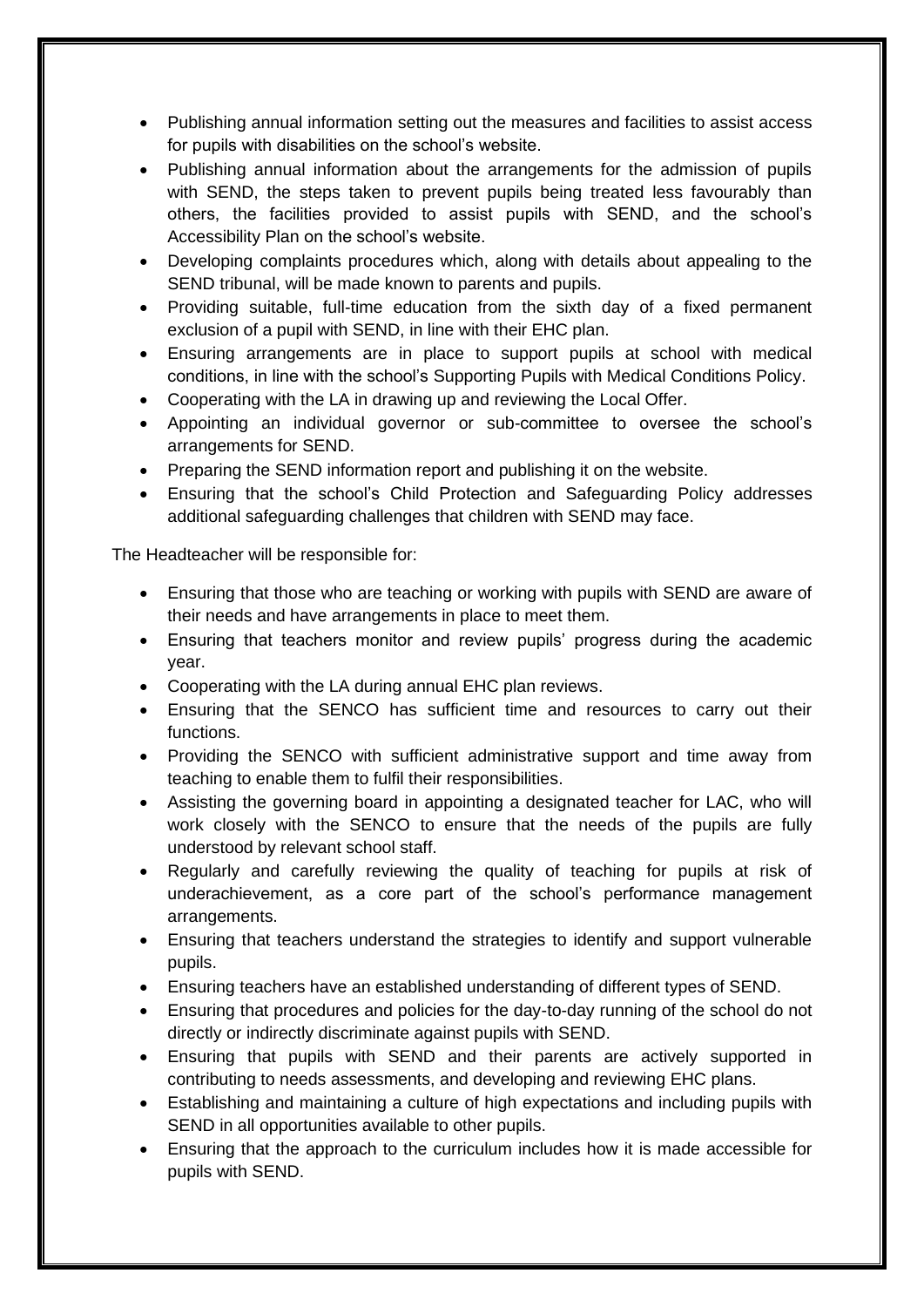- Publishing annual information setting out the measures and facilities to assist access for pupils with disabilities on the school's website.
- Publishing annual information about the arrangements for the admission of pupils with SEND, the steps taken to prevent pupils being treated less favourably than others, the facilities provided to assist pupils with SEND, and the school's Accessibility Plan on the school's website.
- Developing complaints procedures which, along with details about appealing to the SEND tribunal, will be made known to parents and pupils.
- Providing suitable, full-time education from the sixth day of a fixed permanent exclusion of a pupil with SEND, in line with their EHC plan.
- Ensuring arrangements are in place to support pupils at school with medical conditions, in line with the school's Supporting Pupils with Medical Conditions Policy.
- Cooperating with the LA in drawing up and reviewing the Local Offer.
- Appointing an individual governor or sub-committee to oversee the school's arrangements for SEND.
- Preparing the SEND information report and publishing it on the website.
- Ensuring that the school's Child Protection and Safeguarding Policy addresses additional safeguarding challenges that children with SEND may face.

The Headteacher will be responsible for:

- Ensuring that those who are teaching or working with pupils with SEND are aware of their needs and have arrangements in place to meet them.
- Ensuring that teachers monitor and review pupils' progress during the academic year.
- Cooperating with the LA during annual EHC plan reviews.
- Ensuring that the SENCO has sufficient time and resources to carry out their functions.
- Providing the SENCO with sufficient administrative support and time away from teaching to enable them to fulfil their responsibilities.
- Assisting the governing board in appointing a designated teacher for LAC, who will work closely with the SENCO to ensure that the needs of the pupils are fully understood by relevant school staff.
- Regularly and carefully reviewing the quality of teaching for pupils at risk of underachievement, as a core part of the school's performance management arrangements.
- Ensuring that teachers understand the strategies to identify and support vulnerable pupils.
- Ensuring teachers have an established understanding of different types of SEND.
- Ensuring that procedures and policies for the day-to-day running of the school do not directly or indirectly discriminate against pupils with SEND.
- Ensuring that pupils with SEND and their parents are actively supported in contributing to needs assessments, and developing and reviewing EHC plans.
- Establishing and maintaining a culture of high expectations and including pupils with SEND in all opportunities available to other pupils.
- Ensuring that the approach to the curriculum includes how it is made accessible for pupils with SEND.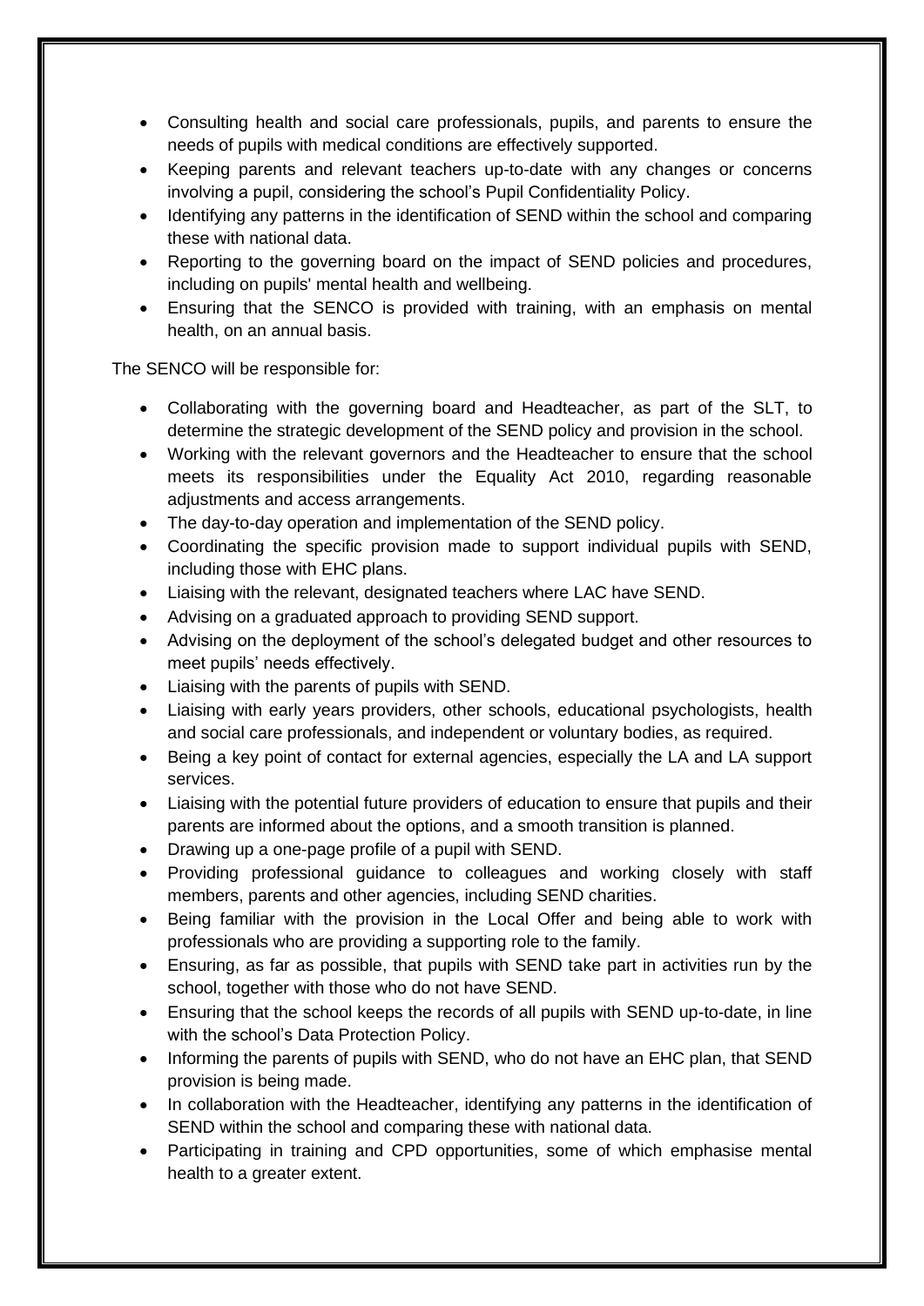- Consulting health and social care professionals, pupils, and parents to ensure the needs of pupils with medical conditions are effectively supported.
- Keeping parents and relevant teachers up-to-date with any changes or concerns involving a pupil, considering the school's Pupil Confidentiality Policy.
- Identifying any patterns in the identification of SEND within the school and comparing these with national data.
- Reporting to the governing board on the impact of SEND policies and procedures, including on pupils' mental health and wellbeing.
- Ensuring that the SENCO is provided with training, with an emphasis on mental health, on an annual basis.

The SENCO will be responsible for:

- Collaborating with the governing board and Headteacher, as part of the SLT, to determine the strategic development of the SEND policy and provision in the school.
- Working with the relevant governors and the Headteacher to ensure that the school meets its responsibilities under the Equality Act 2010, regarding reasonable adjustments and access arrangements.
- The day-to-day operation and implementation of the SEND policy.
- Coordinating the specific provision made to support individual pupils with SEND, including those with EHC plans.
- Liaising with the relevant, designated teachers where LAC have SEND.
- Advising on a graduated approach to providing SEND support.
- Advising on the deployment of the school's delegated budget and other resources to meet pupils' needs effectively.
- Liaising with the parents of pupils with SEND.
- Liaising with early years providers, other schools, educational psychologists, health and social care professionals, and independent or voluntary bodies, as required.
- Being a key point of contact for external agencies, especially the LA and LA support services.
- Liaising with the potential future providers of education to ensure that pupils and their parents are informed about the options, and a smooth transition is planned.
- Drawing up a one-page profile of a pupil with SEND.
- Providing professional guidance to colleagues and working closely with staff members, parents and other agencies, including SEND charities.
- Being familiar with the provision in the Local Offer and being able to work with professionals who are providing a supporting role to the family.
- Ensuring, as far as possible, that pupils with SEND take part in activities run by the school, together with those who do not have SEND.
- Ensuring that the school keeps the records of all pupils with SEND up-to-date, in line with the school's Data Protection Policy.
- Informing the parents of pupils with SEND, who do not have an EHC plan, that SEND provision is being made.
- In collaboration with the Headteacher, identifying any patterns in the identification of SEND within the school and comparing these with national data.
- Participating in training and CPD opportunities, some of which emphasise mental health to a greater extent.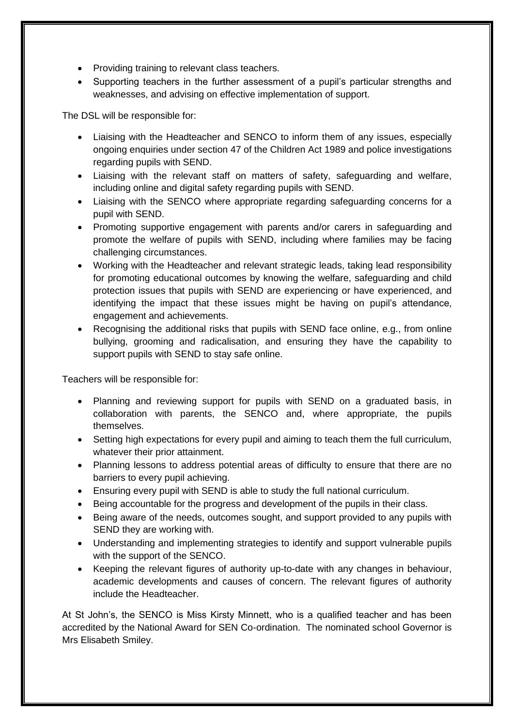- Providing training to relevant class teachers.
- Supporting teachers in the further assessment of a pupil's particular strengths and weaknesses, and advising on effective implementation of support.

The DSL will be responsible for:

- Liaising with the Headteacher and SENCO to inform them of any issues, especially ongoing enquiries under section 47 of the Children Act 1989 and police investigations regarding pupils with SEND.
- Liaising with the relevant staff on matters of safety, safeguarding and welfare, including online and digital safety regarding pupils with SEND.
- Liaising with the SENCO where appropriate regarding safeguarding concerns for a pupil with SEND.
- Promoting supportive engagement with parents and/or carers in safeguarding and promote the welfare of pupils with SEND, including where families may be facing challenging circumstances.
- Working with the Headteacher and relevant strategic leads, taking lead responsibility for promoting educational outcomes by knowing the welfare, safeguarding and child protection issues that pupils with SEND are experiencing or have experienced, and identifying the impact that these issues might be having on pupil's attendance, engagement and achievements.
- Recognising the additional risks that pupils with SEND face online, e.g., from online bullying, grooming and radicalisation, and ensuring they have the capability to support pupils with SEND to stay safe online.

Teachers will be responsible for:

- Planning and reviewing support for pupils with SEND on a graduated basis, in collaboration with parents, the SENCO and, where appropriate, the pupils themselves.
- Setting high expectations for every pupil and aiming to teach them the full curriculum, whatever their prior attainment.
- Planning lessons to address potential areas of difficulty to ensure that there are no barriers to every pupil achieving.
- Ensuring every pupil with SEND is able to study the full national curriculum.
- Being accountable for the progress and development of the pupils in their class.
- Being aware of the needs, outcomes sought, and support provided to any pupils with SEND they are working with.
- Understanding and implementing strategies to identify and support vulnerable pupils with the support of the SENCO.
- Keeping the relevant figures of authority up-to-date with any changes in behaviour, academic developments and causes of concern. The relevant figures of authority include the Headteacher.

At St John's, the SENCO is Miss Kirsty Minnett, who is a qualified teacher and has been accredited by the National Award for SEN Co-ordination. The nominated school Governor is Mrs Elisabeth Smiley.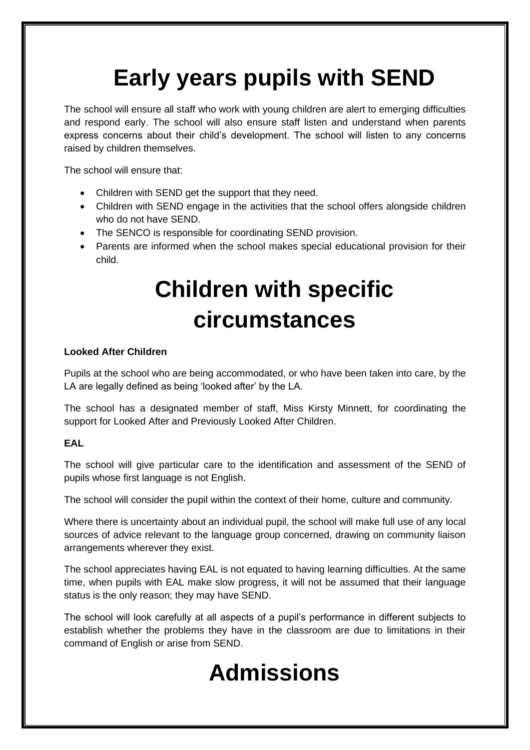# Early years pupils with SEND

The school will ensure all staff who work with young children are alert to emerging difficulties and respond early. The school will also ensure staff listen and understand when parents express concerns about their child's development. The school will listen to any concerns raised by children themselves.

The school will ensure that:

- Children with SEND get the support that they need.
- Children with SEND engage in the activities that the school offers alongside children who do not have SEND.
- The SENCO is responsible for coordinating SEND provision.
- Parents are informed when the school makes special educational provision for their child.

# Children with specific circumstances

**Looked After Children**

Pupils at the school who are being accommodated, or who have been taken into care, by the LA are legally defined as being 'looked after' by the LA.

The school has a designated member of staff, Miss Kirsty Minnett, for coordinating the support for Looked After and Previously Looked After Children.

**EAL**

The school will give particular care to the identification and assessment of the SEND of pupils whose first language is not English.

The school will consider the pupil within the context of their home, culture and community.

Where there is uncertainty about an individual pupil, the school will make full use of any local sources of advice relevant to the language group concerned, drawing on community liaison arrangements wherever they exist.

The school appreciates having EAL is not equated to having learning difficulties. At the same time, when pupils with EAL make slow progress, it will not be assumed that their language status is the only reason; they may have SEND.

The school will look carefully at all aspects of a pupil's performance in different subjects to establish whether the problems they have in the classroom are due to limitations in their command of English or arise from SEND.

# Admissions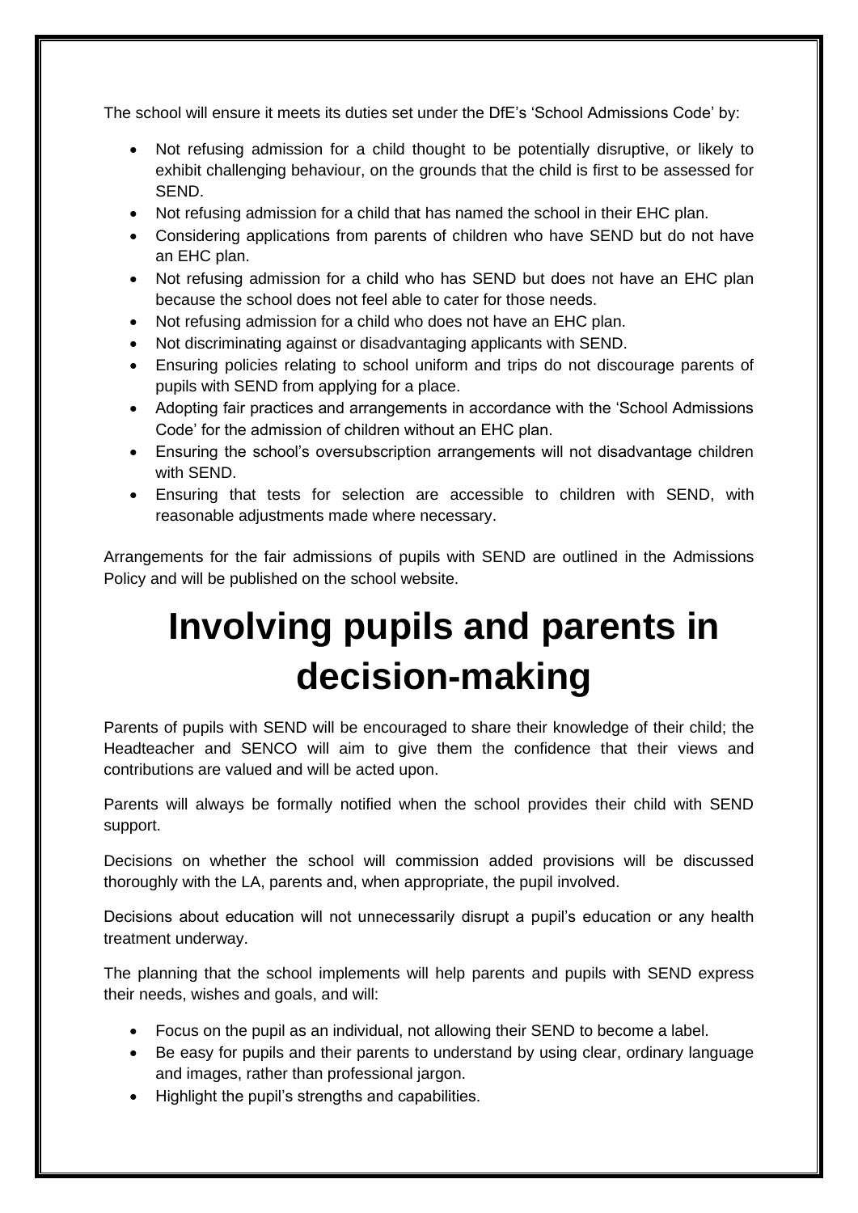The school will ensure it meets its duties set under the DfE's 'School Admissions Code' by:

- Not refusing admission for a child thought to be potentially disruptive, or likely to exhibit challenging behaviour, on the grounds that the child is first to be assessed for SEND.
- Not refusing admission for a child that has named the school in their EHC plan.
- Considering applications from parents of children who have SEND but do not have an EHC plan.
- Not refusing admission for a child who has SEND but does not have an EHC plan because the school does not feel able to cater for those needs.
- Not refusing admission for a child who does not have an EHC plan.
- Not discriminating against or disadvantaging applicants with SEND.
- Ensuring policies relating to school uniform and trips do not discourage parents of pupils with SEND from applying for a place.
- Adopting fair practices and arrangements in accordance with the 'School Admissions Code' for the admission of children without an EHC plan.
- Ensuring the school's oversubscription arrangements will not disadvantage children with SEND.
- Ensuring that tests for selection are accessible to children with SEND, with reasonable adjustments made where necessary.

Arrangements for the fair admissions of pupils with SEND are outlined in the Admissions Policy and will be published on the school website.

# Involving pupils and parents in decision-making

Parents of pupils with SEND will be encouraged to share their knowledge of their child; the Headteacher and SENCO will aim to give them the confidence that their views and contributions are valued and will be acted upon.

Parents will always be formally notified when the school provides their child with SEND support.

Decisions on whether the school will commission added provisions will be discussed thoroughly with the LA, parents and, when appropriate, the pupil involved.

Decisions about education will not unnecessarily disrupt a pupil's education or any health treatment underway.

The planning that the school implements will help parents and pupils with SEND express their needs, wishes and goals, and will:

- Focus on the pupil as an individual, not allowing their SEND to become a label.
- Be easy for pupils and their parents to understand by using clear, ordinary language and images, rather than professional jargon.
- Highlight the pupil's strengths and capabilities.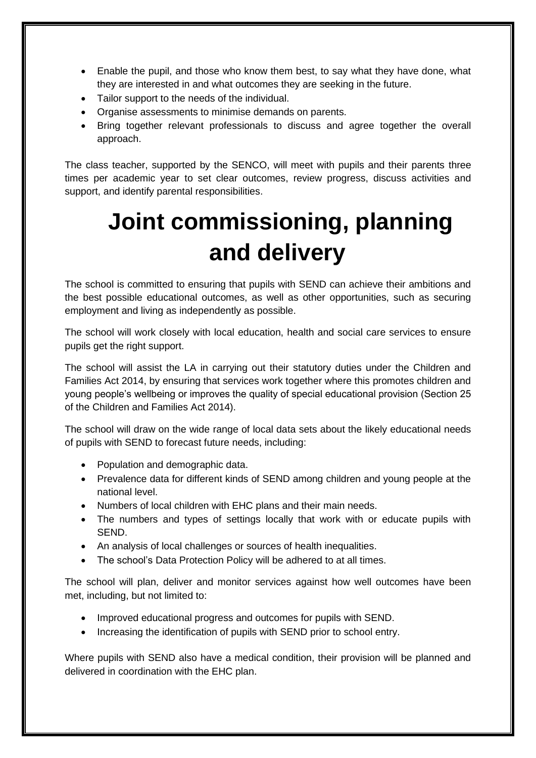- Enable the pupil, and those who know them best, to say what they have done, what they are interested in and what outcomes they are seeking in the future.
- Tailor support to the needs of the individual.
- Organise assessments to minimise demands on parents.
- Bring together relevant professionals to discuss and agree together the overall approach.

The class teacher, supported by the SENCO, will meet with pupils and their parents three times per academic year to set clear outcomes, review progress, discuss activities and support, and identify parental responsibilities.

# Joint commissioning, planning and delivery

The school is committed to ensuring that pupils with SEND can achieve their ambitions and the best possible educational outcomes, as well as other opportunities, such as securing employment and living as independently as possible.

The school will work closely with local education, health and social care services to ensure pupils get the right support.

The school will assist the LA in carrying out their statutory duties under the Children and Families Act 2014, by ensuring that services work together where this promotes children and young people's wellbeing or improves the quality of special educational provision (Section 25 of the Children and Families Act 2014).

The school will draw on the wide range of local data sets about the likely educational needs of pupils with SEND to forecast future needs, including:

- Population and demographic data.
- Prevalence data for different kinds of SEND among children and young people at the national level.
- Numbers of local children with EHC plans and their main needs.
- The numbers and types of settings locally that work with or educate pupils with SEND.
- An analysis of local challenges or sources of health inequalities.
- The school's Data Protection Policy will be adhered to at all times.

The school will plan, deliver and monitor services against how well outcomes have been met, including, but not limited to:

- Improved educational progress and outcomes for pupils with SEND.
- Increasing the identification of pupils with SEND prior to school entry.

Where pupils with SEND also have a medical condition, their provision will be planned and delivered in coordination with the EHC plan.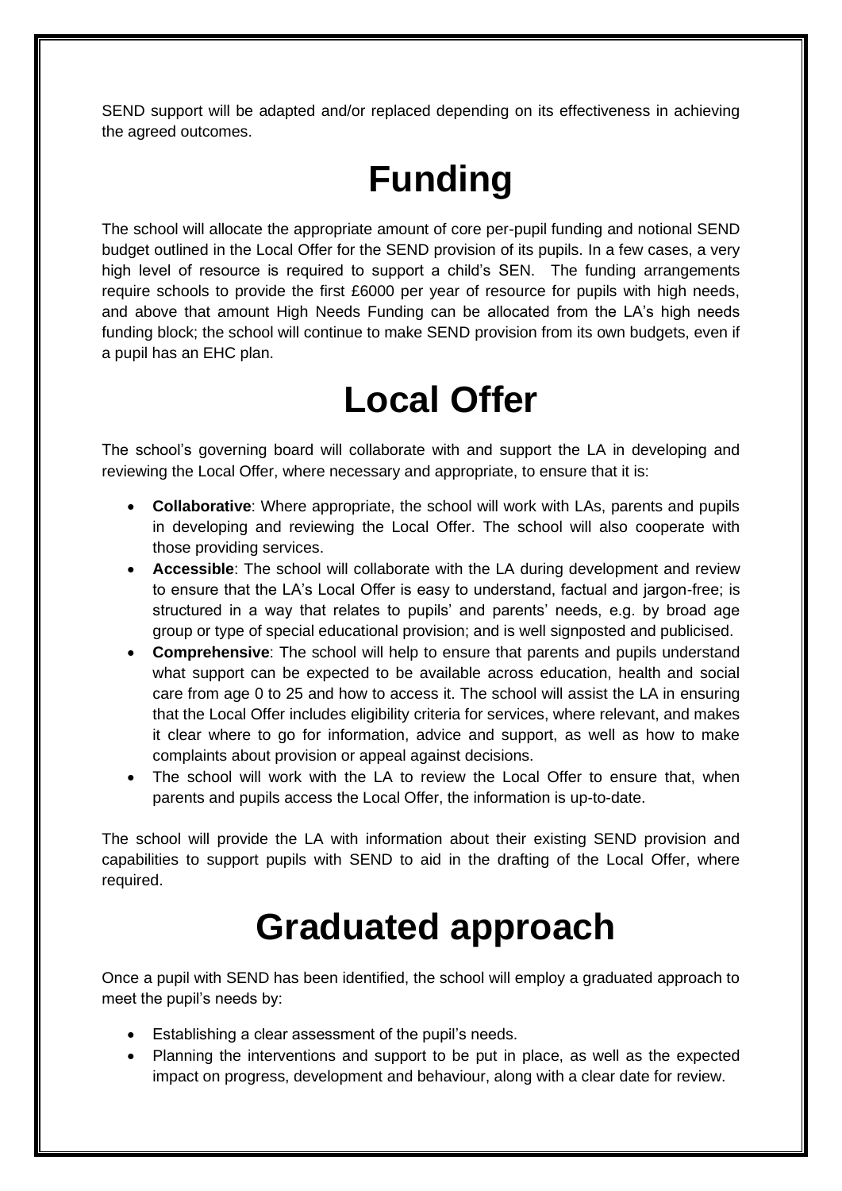SEND support will be adapted and/or replaced depending on its effectiveness in achieving the agreed outcomes.

# Funding

The school will allocate the appropriate amount of core per-pupil funding and notional SEND budget outlined in the Local Offer for the SEND provision of its pupils. In a few cases, a very high level of resource is required to support a child's SEN. The funding arrangements require schools to provide the first £6000 per year of resource for pupils with high needs, and above that amount High Needs Funding can be allocated from the LA's high needs funding block; the school will continue to make SEND provision from its own budgets, even if a pupil has an EHC plan.

# Local Offer

The school's governing board will collaborate with and support the LA in developing and reviewing the Local Offer, where necessary and appropriate, to ensure that it is:

- **Collaborative**: Where appropriate, the school will work with LAs, parents and pupils in developing and reviewing the Local Offer. The school will also cooperate with those providing services.
- **Accessible**: The school will collaborate with the LA during development and review to ensure that the LA's Local Offer is easy to understand, factual and jargon-free; is structured in a way that relates to pupils' and parents' needs, e.g. by broad age group or type of special educational provision; and is well signposted and publicised.
- **Comprehensive**: The school will help to ensure that parents and pupils understand what support can be expected to be available across education, health and social care from age 0 to 25 and how to access it. The school will assist the LA in ensuring that the Local Offer includes eligibility criteria for services, where relevant, and makes it clear where to go for information, advice and support, as well as how to make complaints about provision or appeal against decisions.
- The school will work with the LA to review the Local Offer to ensure that, when parents and pupils access the Local Offer, the information is up-to-date.

The school will provide the LA with information about their existing SEND provision and capabilities to support pupils with SEND to aid in the drafting of the Local Offer, where required.

# Graduated approach

Once a pupil with SEND has been identified, the school will employ a graduated approach to meet the pupil's needs by:

- Establishing a clear assessment of the pupil's needs.
- Planning the interventions and support to be put in place, as well as the expected impact on progress, development and behaviour, along with a clear date for review.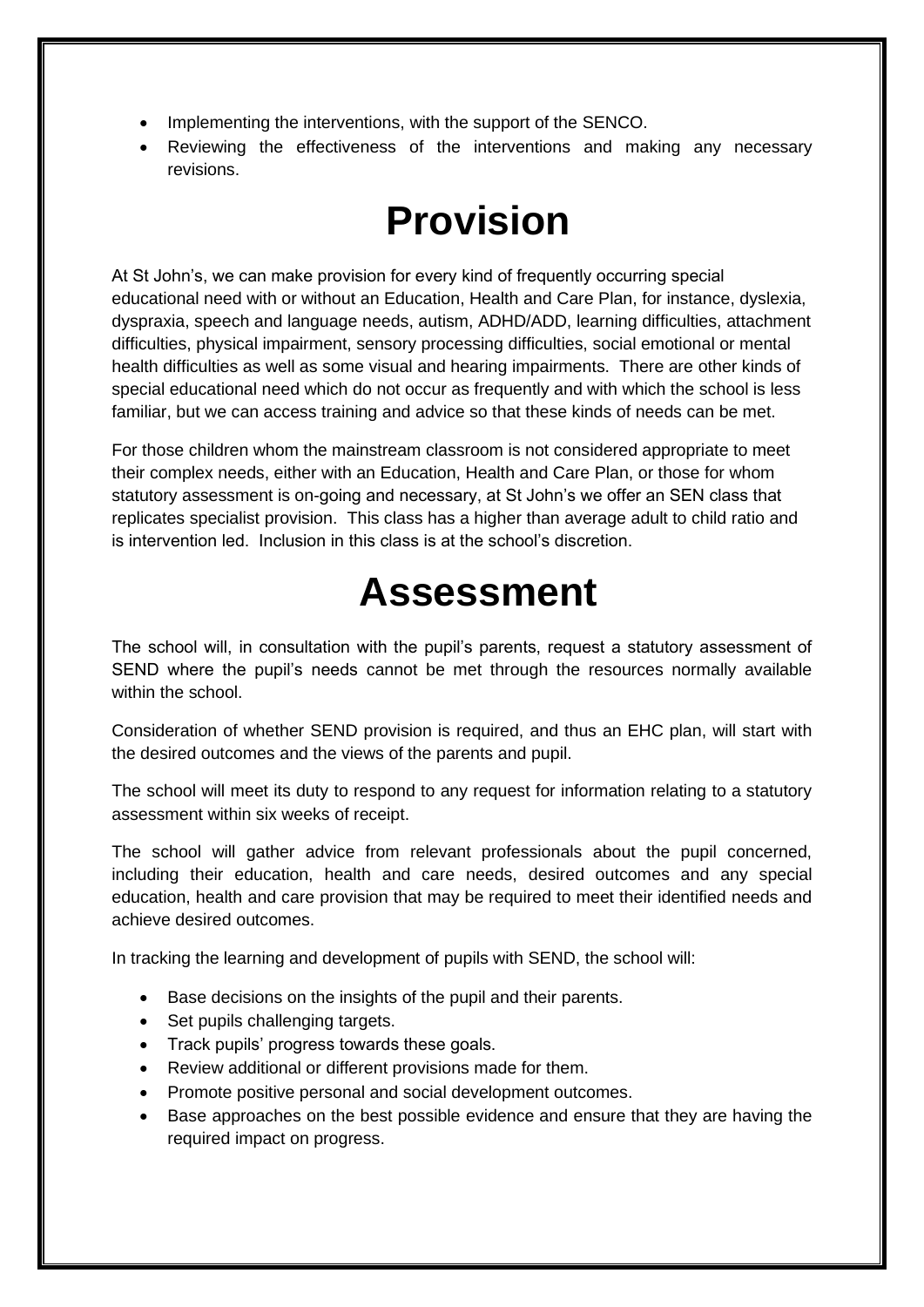- Implementing the interventions, with the support of the SENCO.
- Reviewing the effectiveness of the interventions and making any necessary revisions.

# Provision

At St John's, we can make provision for every kind of frequently occurring special educational need with or without an Education, Health and Care Plan, for instance, dyslexia, dyspraxia, speech and language needs, autism, ADHD/ADD, learning difficulties, attachment difficulties, physical impairment, sensory processing difficulties, social emotional or mental health difficulties as well as some visual and hearing impairments. There are other kinds of special educational need which do not occur as frequently and with which the school is less familiar, but we can access training and advice so that these kinds of needs can be met.

For those children whom the mainstream classroom is not considered appropriate to meet their complex needs, either with an Education, Health and Care Plan, or those for whom statutory assessment is on-going and necessary, at St John's we offer an SEN class that replicates specialist provision. This class has a higher than average adult to child ratio and is intervention led. Inclusion in this class is at the school's discretion.

# Assessment

The school will, in consultation with the pupil's parents, request a statutory assessment of SEND where the pupil's needs cannot be met through the resources normally available within the school.

Consideration of whether SEND provision is required, and thus an EHC plan, will start with the desired outcomes and the views of the parents and pupil.

The school will meet its duty to respond to any request for information relating to a statutory assessment within six weeks of receipt.

The school will gather advice from relevant professionals about the pupil concerned, including their education, health and care needs, desired outcomes and any special education, health and care provision that may be required to meet their identified needs and achieve desired outcomes.

In tracking the learning and development of pupils with SEND, the school will:

- Base decisions on the insights of the pupil and their parents.
- Set pupils challenging targets.
- Track pupils' progress towards these goals.
- Review additional or different provisions made for them.
- Promote positive personal and social development outcomes.
- Base approaches on the best possible evidence and ensure that they are having the required impact on progress.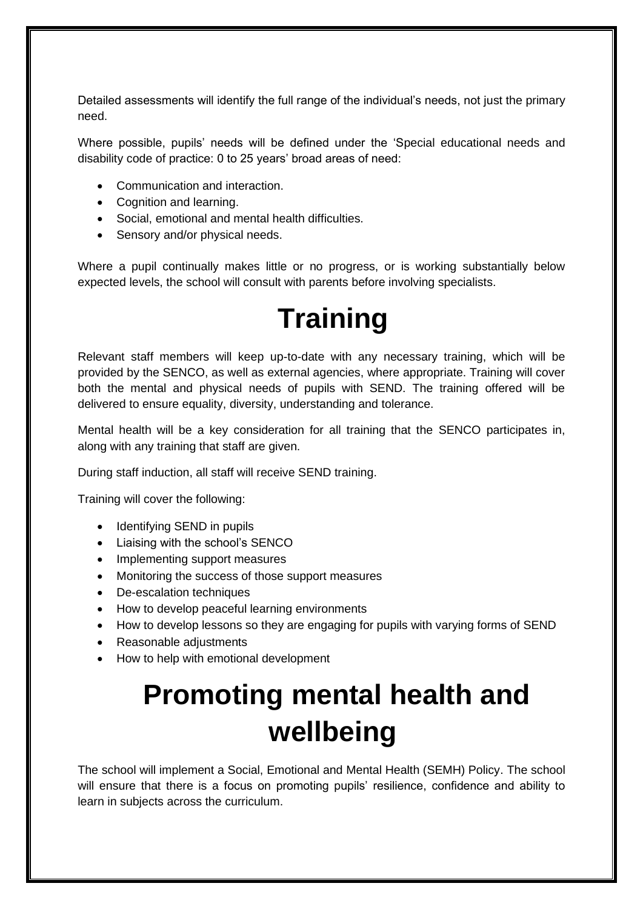Detailed assessments will identify the full range of the individual's needs, not just the primary need.

Where possible, pupils' needs will be defined under the 'Special educational needs and disability code of practice: 0 to 25 years' broad areas of need:

- Communication and interaction.
- Cognition and learning.
- Social, emotional and mental health difficulties.
- Sensory and/or physical needs.

Where a pupil continually makes little or no progress, or is working substantially below expected levels, the school will consult with parents before involving specialists.

# Training

Relevant staff members will keep up-to-date with any necessary training, which will be provided by the SENCO, as well as external agencies, where appropriate. Training will cover both the mental and physical needs of pupils with SEND. The training offered will be delivered to ensure equality, diversity, understanding and tolerance.

Mental health will be a key consideration for all training that the SENCO participates in, along with any training that staff are given.

During staff induction, all staff will receive SEND training.

Training will cover the following:

- Identifying SEND in pupils
- Liaising with the school's SENCO
- Implementing support measures
- Monitoring the success of those support measures
- De-escalation techniques
- How to develop peaceful learning environments
- How to develop lessons so they are engaging for pupils with varying forms of SEND
- Reasonable adjustments
- How to help with emotional development

# Promoting mental health and wellbeing

The school will implement a Social, Emotional and Mental Health (SEMH) Policy. The school will ensure that there is a focus on promoting pupils' resilience, confidence and ability to learn in subjects across the curriculum.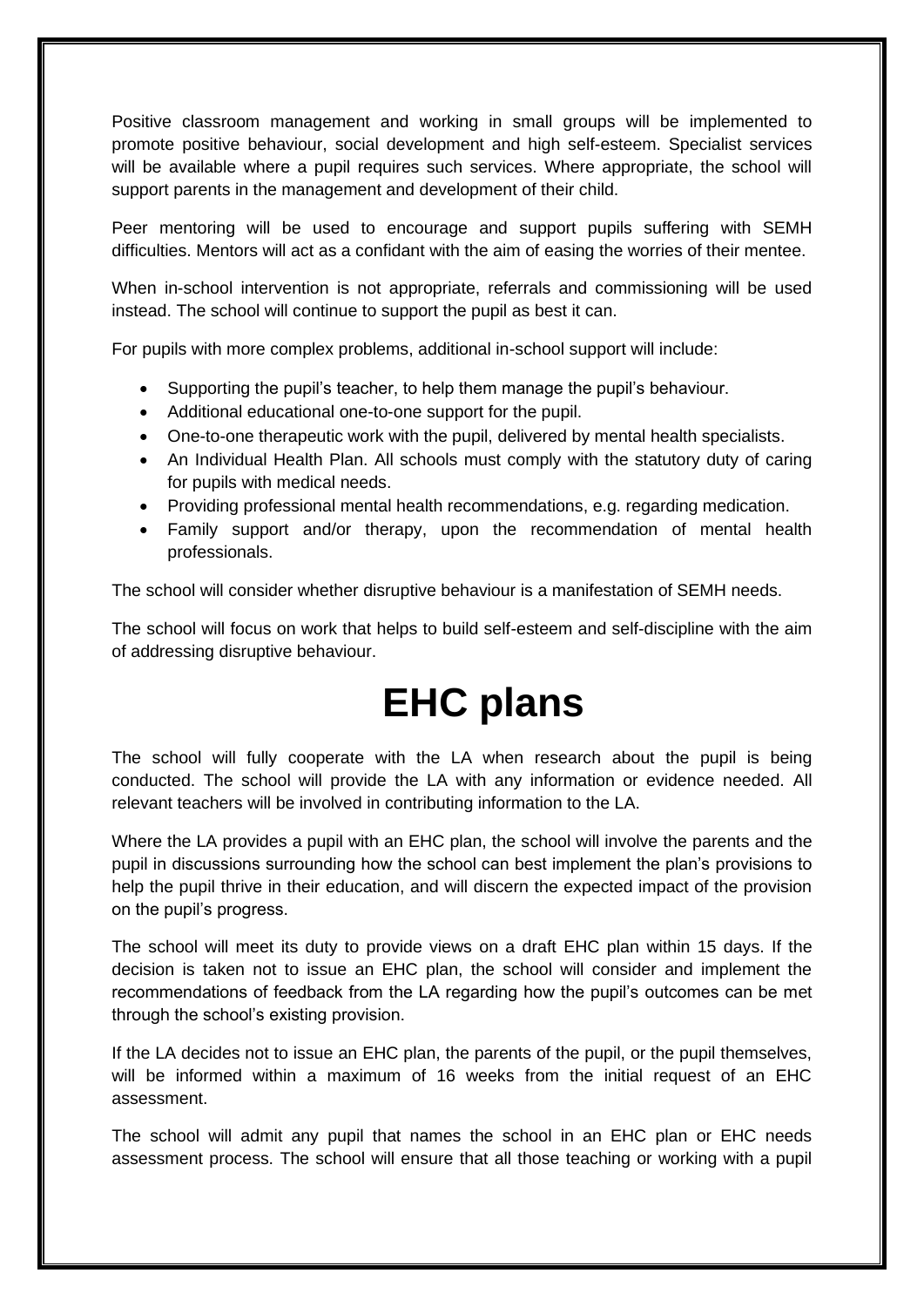Positive classroom management and working in small groups will be implemented to promote positive behaviour, social development and high self-esteem. Specialist services will be available where a pupil requires such services. Where appropriate, the school will support parents in the management and development of their child.

Peer mentoring will be used to encourage and support pupils suffering with SEMH difficulties. Mentors will act as a confidant with the aim of easing the worries of their mentee.

When in-school intervention is not appropriate, referrals and commissioning will be used instead. The school will continue to support the pupil as best it can.

For pupils with more complex problems, additional in-school support will include:

- Supporting the pupil's teacher, to help them manage the pupil's behaviour.
- Additional educational one-to-one support for the pupil.
- One-to-one therapeutic work with the pupil, delivered by mental health specialists.
- An Individual Health Plan. All schools must comply with the statutory duty of caring for pupils with medical needs.
- Providing professional mental health recommendations, e.g. regarding medication.
- Family support and/or therapy, upon the recommendation of mental health professionals.

The school will consider whether disruptive behaviour is a manifestation of SEMH needs.

The school will focus on work that helps to build self-esteem and self-discipline with the aim of addressing disruptive behaviour.

# EHC plans

The school will fully cooperate with the LA when research about the pupil is being conducted. The school will provide the LA with any information or evidence needed. All relevant teachers will be involved in contributing information to the LA.

Where the LA provides a pupil with an EHC plan, the school will involve the parents and the pupil in discussions surrounding how the school can best implement the plan's provisions to help the pupil thrive in their education, and will discern the expected impact of the provision on the pupil's progress.

The school will meet its duty to provide views on a draft EHC plan within 15 days. If the decision is taken not to issue an EHC plan, the school will consider and implement the recommendations of feedback from the LA regarding how the pupil's outcomes can be met through the school's existing provision.

If the LA decides not to issue an EHC plan, the parents of the pupil, or the pupil themselves, will be informed within a maximum of 16 weeks from the initial request of an EHC assessment.

The school will admit any pupil that names the school in an EHC plan or EHC needs assessment process. The school will ensure that all those teaching or working with a pupil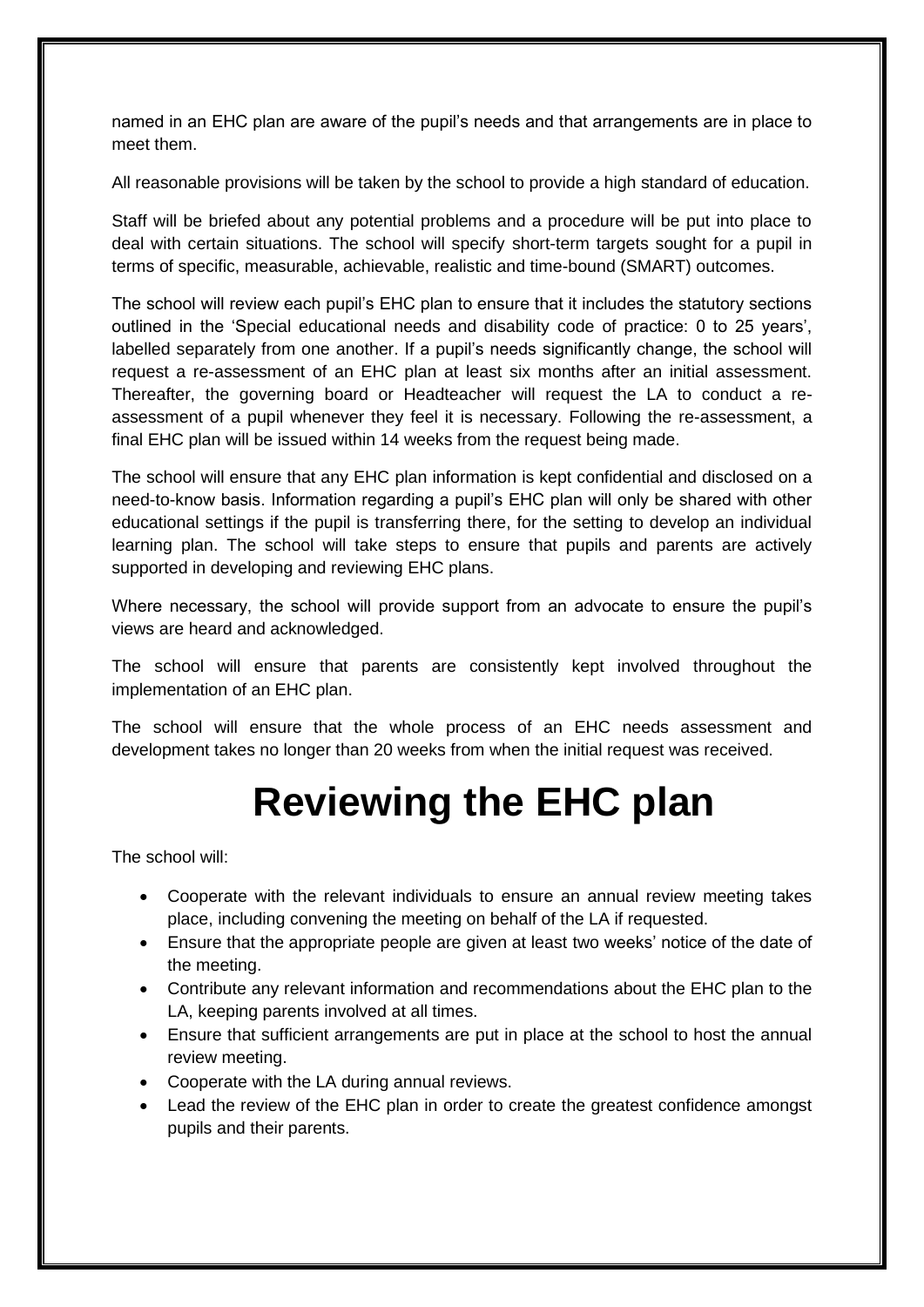named in an EHC plan are aware of the pupil's needs and that arrangements are in place to meet them.

All reasonable provisions will be taken by the school to provide a high standard of education.

Staff will be briefed about any potential problems and a procedure will be put into place to deal with certain situations. The school will specify short-term targets sought for a pupil in terms of specific, measurable, achievable, realistic and time-bound (SMART) outcomes.

The school will review each pupil's EHC plan to ensure that it includes the statutory sections outlined in the 'Special educational needs and disability code of practice: 0 to 25 years', labelled separately from one another. If a pupil's needs significantly change, the school will request a re-assessment of an EHC plan at least six months after an initial assessment. Thereafter, the governing board or Headteacher will request the LA to conduct a re-assessment of a pupil whenever they feel it is necessary. Following the re-assessment, a final EHC plan will be issued within 14 weeks from the request being made.

The school will ensure that any EHC plan information is kept confidential and disclosed on a need-to-know basis. Information regarding a pupil's EHC plan will only be shared with other educational settings if the pupil is transferring there, for the setting to develop an individual learning plan. The school will take steps to ensure that pupils and parents are actively supported in developing and reviewing EHC plans.

Where necessary, the school will provide support from an advocate to ensure the pupil's views are heard and acknowledged.

The school will ensure that parents are consistently kept involved throughout the implementation of an EHC plan.

The school will ensure that the whole process of an EHC needs assessment and development takes no longer than 20 weeks from when the initial request was received.

# Reviewing the EHC plan

The school will:

- Cooperate with the relevant individuals to ensure an annual review meeting takes place, including convening the meeting on behalf of the LA if requested.
- Ensure that the appropriate people are given at least two weeks' notice of the date of the meeting.
- Contribute any relevant information and recommendations about the EHC plan to the LA, keeping parents involved at all times.
- Ensure that sufficient arrangements are put in place at the school to host the annual review meeting.
- Cooperate with the LA during annual reviews.
- Lead the review of the EHC plan in order to create the greatest confidence amongst pupils and their parents.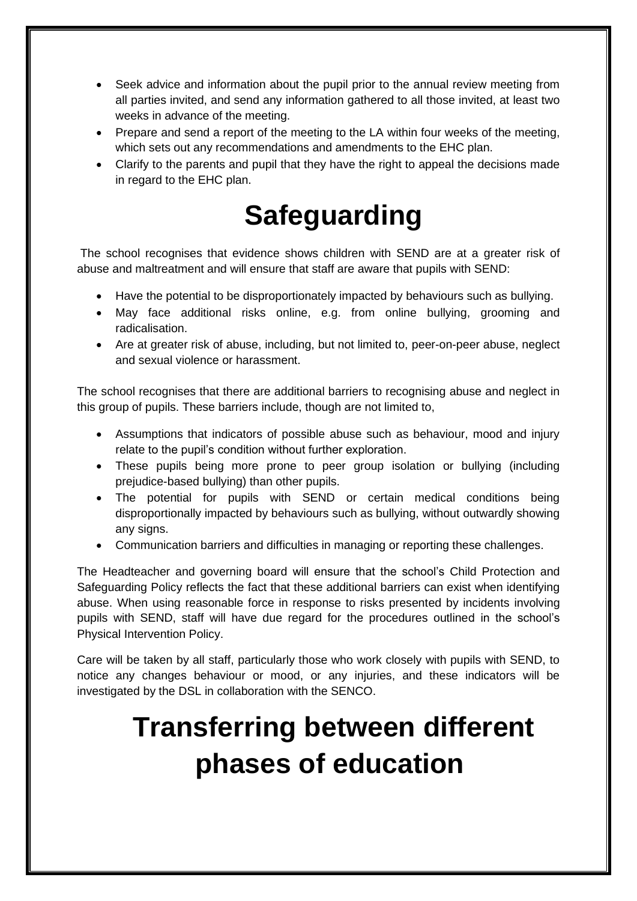- Seek advice and information about the pupil prior to the annual review meeting from all parties invited, and send any information gathered to all those invited, at least two weeks in advance of the meeting.
- Prepare and send a report of the meeting to the LA within four weeks of the meeting, which sets out any recommendations and amendments to the EHC plan.
- Clarify to the parents and pupil that they have the right to appeal the decisions made in regard to the EHC plan.

# Safeguarding

The school recognises that evidence shows children with SEND are at a greater risk of abuse and maltreatment and will ensure that staff are aware that pupils with SEND:

- Have the potential to be disproportionately impacted by behaviours such as bullying.
- May face additional risks online, e.g. from online bullying, grooming and radicalisation.
- Are at greater risk of abuse, including, but not limited to, peer-on-peer abuse, neglect and sexual violence or harassment.

The school recognises that there are additional barriers to recognising abuse and neglect in this group of pupils. These barriers include, though are not limited to,

- Assumptions that indicators of possible abuse such as behaviour, mood and injury relate to the pupil's condition without further exploration.
- These pupils being more prone to peer group isolation or bullying (including prejudice-based bullying) than other pupils.
- The potential for pupils with SEND or certain medical conditions being disproportionally impacted by behaviours such as bullying, without outwardly showing any signs.
- Communication barriers and difficulties in managing or reporting these challenges.

The Headteacher and governing board will ensure that the school's Child Protection and Safeguarding Policy reflects the fact that these additional barriers can exist when identifying abuse. When using reasonable force in response to risks presented by incidents involving pupils with SEND, staff will have due regard for the procedures outlined in the school's Physical Intervention Policy.

Care will be taken by all staff, particularly those who work closely with pupils with SEND, to notice any changes behaviour or mood, or any injuries, and these indicators will be investigated by the DSL in collaboration with the SENCO.

# Transferring between different phases of education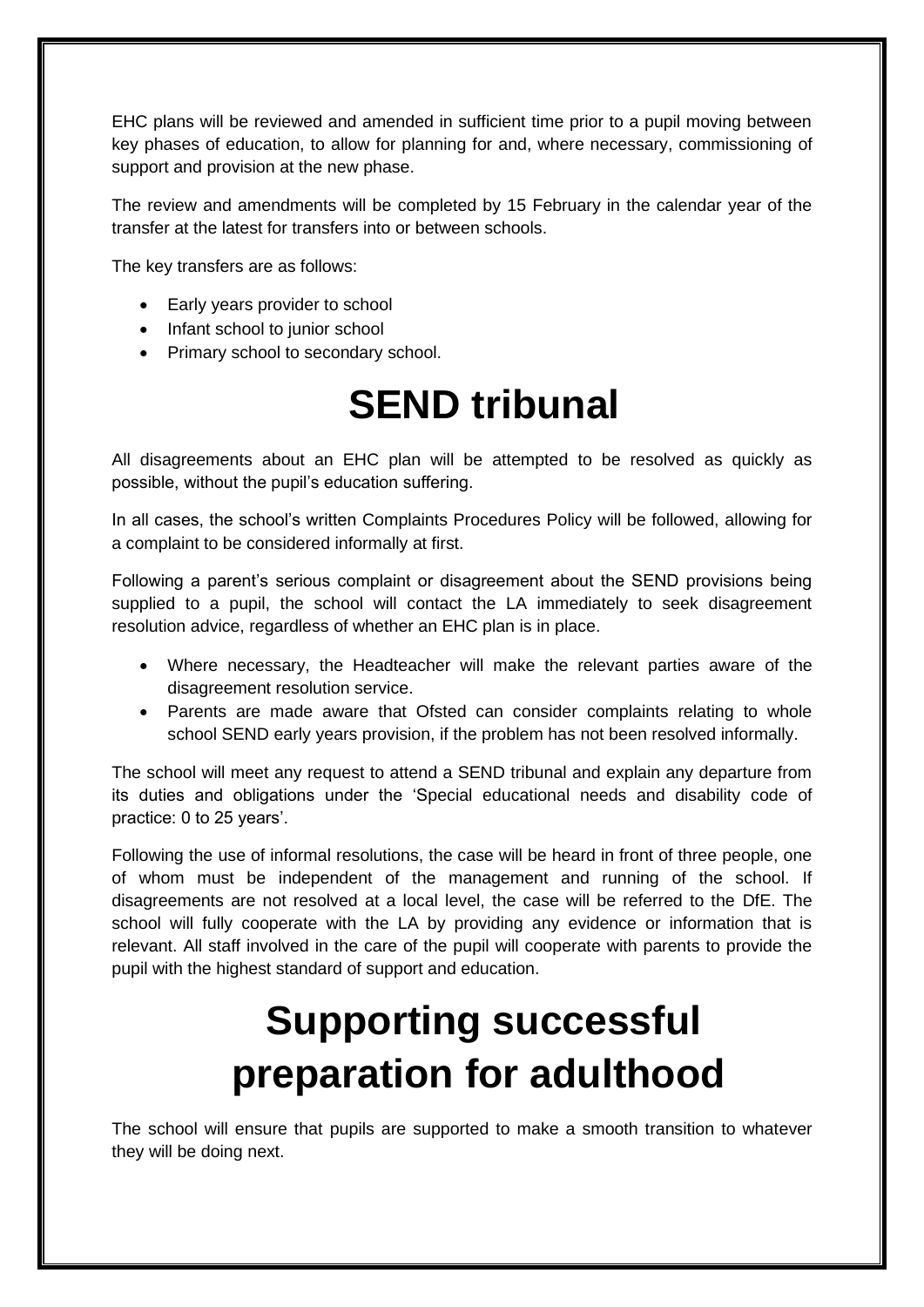EHC plans will be reviewed and amended in sufficient time prior to a pupil moving between key phases of education, to allow for planning for and, where necessary, commissioning of support and provision at the new phase.

The review and amendments will be completed by 15 February in the calendar year of the transfer at the latest for transfers into or between schools.

The key transfers are as follows:

- Early years provider to school
- Infant school to junior school
- Primary school to secondary school.

# SEND tribunal

All disagreements about an EHC plan will be attempted to be resolved as quickly as possible, without the pupil's education suffering.

In all cases, the school's written Complaints Procedures Policy will be followed, allowing for a complaint to be considered informally at first.

Following a parent's serious complaint or disagreement about the SEND provisions being supplied to a pupil, the school will contact the LA immediately to seek disagreement resolution advice, regardless of whether an EHC plan is in place.

- Where necessary, the Headteacher will make the relevant parties aware of the disagreement resolution service.
- Parents are made aware that Ofsted can consider complaints relating to whole school SEND early years provision, if the problem has not been resolved informally.

The school will meet any request to attend a SEND tribunal and explain any departure from its duties and obligations under the 'Special educational needs and disability code of practice: 0 to 25 years'.

Following the use of informal resolutions, the case will be heard in front of three people, one of whom must be independent of the management and running of the school. If disagreements are not resolved at a local level, the case will be referred to the DfE. The school will fully cooperate with the LA by providing any evidence or information that is relevant. All staff involved in the care of the pupil will cooperate with parents to provide the pupil with the highest standard of support and education.

# Supporting successful preparation for adulthood

The school will ensure that pupils are supported to make a smooth transition to whatever they will be doing next.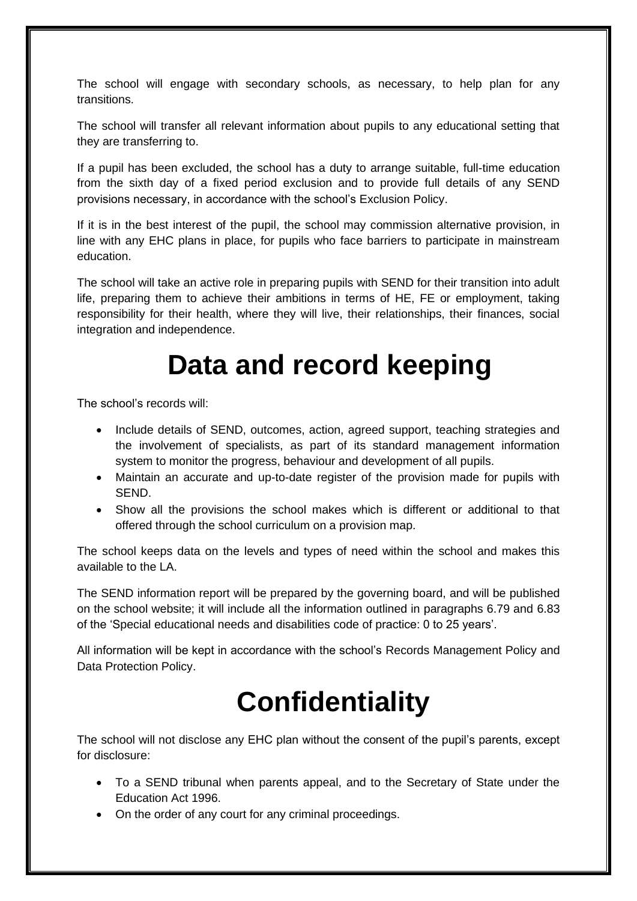The school will engage with secondary schools, as necessary, to help plan for any transitions.

The school will transfer all relevant information about pupils to any educational setting that they are transferring to.

If a pupil has been excluded, the school has a duty to arrange suitable, full-time education from the sixth day of a fixed period exclusion and to provide full details of any SEND provisions necessary, in accordance with the school's Exclusion Policy.

If it is in the best interest of the pupil, the school may commission alternative provision, in line with any EHC plans in place, for pupils who face barriers to participate in mainstream education.

The school will take an active role in preparing pupils with SEND for their transition into adult life, preparing them to achieve their ambitions in terms of HE, FE or employment, taking responsibility for their health, where they will live, their relationships, their finances, social integration and independence.

# Data and record keeping

The school's records will:

- Include details of SEND, outcomes, action, agreed support, teaching strategies and the involvement of specialists, as part of its standard management information system to monitor the progress, behaviour and development of all pupils.
- Maintain an accurate and up-to-date register of the provision made for pupils with SEND.
- Show all the provisions the school makes which is different or additional to that offered through the school curriculum on a provision map.

The school keeps data on the levels and types of need within the school and makes this available to the LA.

The SEND information report will be prepared by the governing board, and will be published on the school website; it will include all the information outlined in paragraphs 6.79 and 6.83 of the 'Special educational needs and disabilities code of practice: 0 to 25 years'.

All information will be kept in accordance with the school's Records Management Policy and Data Protection Policy.

# Confidentiality

The school will not disclose any EHC plan without the consent of the pupil's parents, except for disclosure:

- To a SEND tribunal when parents appeal, and to the Secretary of State under the Education Act 1996.
- On the order of any court for any criminal proceedings.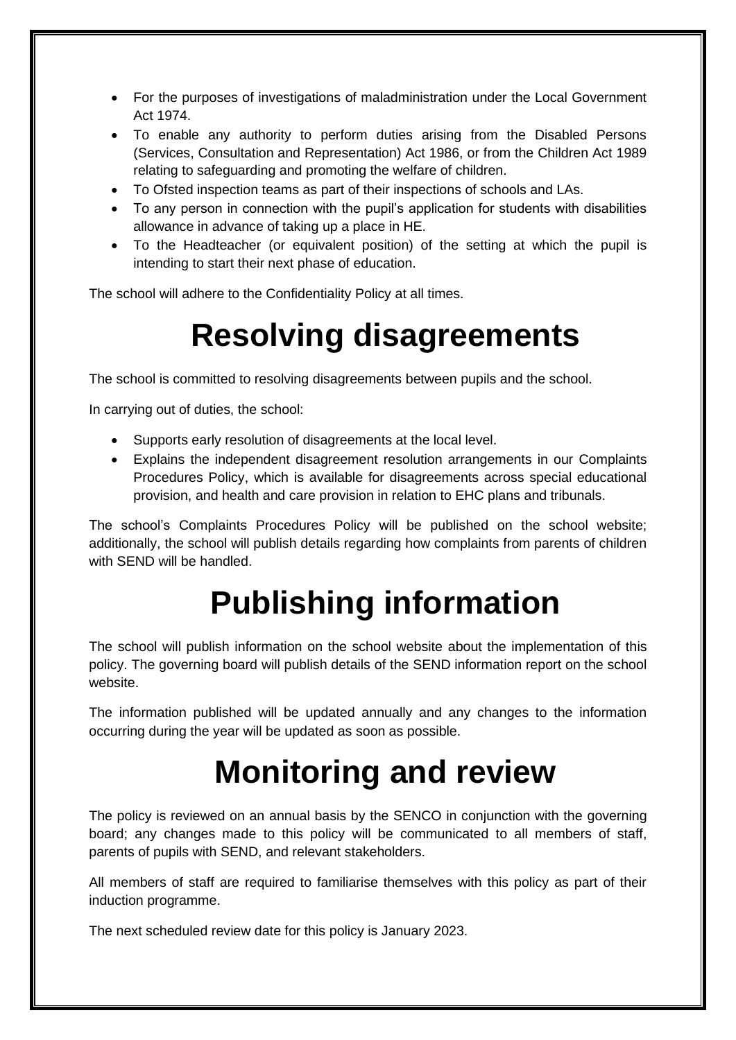- For the purposes of investigations of maladministration under the Local Government Act 1974.
- To enable any authority to perform duties arising from the Disabled Persons (Services, Consultation and Representation) Act 1986, or from the Children Act 1989 relating to safeguarding and promoting the welfare of children.
- To Ofsted inspection teams as part of their inspections of schools and LAs.
- To any person in connection with the pupil's application for students with disabilities allowance in advance of taking up a place in HE.
- To the Headteacher (or equivalent position) of the setting at which the pupil is intending to start their next phase of education.

The school will adhere to the Confidentiality Policy at all times.

# Resolving disagreements

The school is committed to resolving disagreements between pupils and the school.

In carrying out of duties, the school:

- Supports early resolution of disagreements at the local level.
- Explains the independent disagreement resolution arrangements in our Complaints Procedures Policy, which is available for disagreements across special educational provision, and health and care provision in relation to EHC plans and tribunals.

The school's Complaints Procedures Policy will be published on the school website; additionally, the school will publish details regarding how complaints from parents of children with SEND will be handled.

# Publishing information

The school will publish information on the school website about the implementation of this policy. The governing board will publish details of the SEND information report on the school website.

The information published will be updated annually and any changes to the information occurring during the year will be updated as soon as possible.

# Monitoring and review

The policy is reviewed on an annual basis by the SENCO in conjunction with the governing board; any changes made to this policy will be communicated to all members of staff, parents of pupils with SEND, and relevant stakeholders.

All members of staff are required to familiarise themselves with this policy as part of their induction programme.

The next scheduled review date for this policy is January 2023.